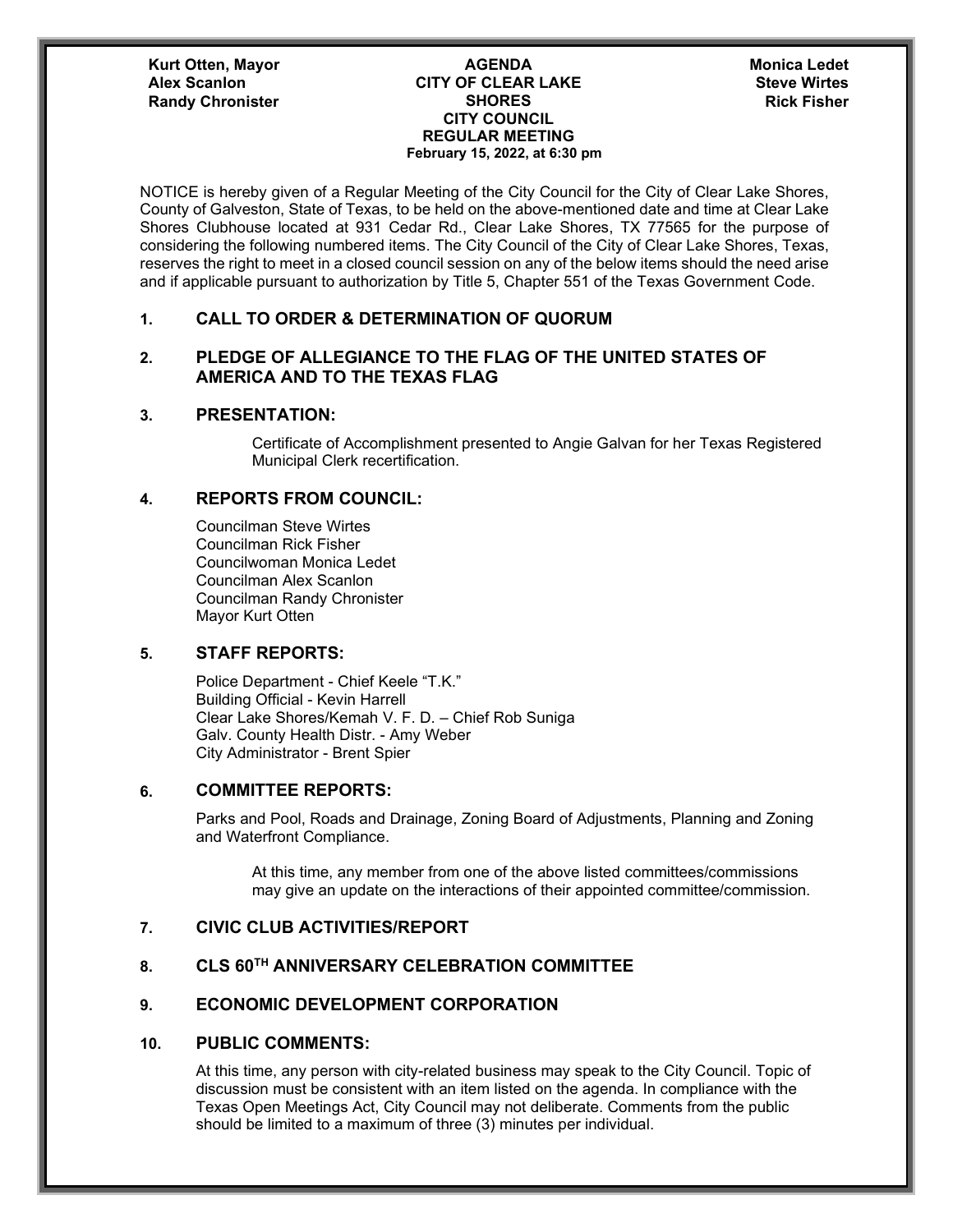**Kurt Otten, Mayor**
**Alex Scanlon**
**Randy Chronister**

**AGENDA**
**CITY OF CLEAR LAKE SHORES**
**CITY COUNCIL**
**REGULAR MEETING**
**February 15, 2022, at 6:30 pm**

**Monica Ledet**
**Steve Wirtes**
**Rick Fisher**

NOTICE is hereby given of a Regular Meeting of the City Council for the City of Clear Lake Shores, County of Galveston, State of Texas, to be held on the above-mentioned date and time at Clear Lake Shores Clubhouse located at 931 Cedar Rd., Clear Lake Shores, TX 77565 for the purpose of considering the following numbered items. The City Council of the City of Clear Lake Shores, Texas, reserves the right to meet in a closed council session on any of the below items should the need arise and if applicable pursuant to authorization by Title 5, Chapter 551 of the Texas Government Code.

## 1. CALL TO ORDER & DETERMINATION OF QUORUM

## 2. PLEDGE OF ALLEGIANCE TO THE FLAG OF THE UNITED STATES OF AMERICA AND TO THE TEXAS FLAG

## 3. PRESENTATION:

Certificate of Accomplishment presented to Angie Galvan for her Texas Registered Municipal Clerk recertification.

## 4. REPORTS FROM COUNCIL:

Councilman Steve Wirtes
Councilman Rick Fisher
Councilwoman Monica Ledet
Councilman Alex Scanlon
Councilman Randy Chronister
Mayor Kurt Otten

## 5. STAFF REPORTS:

Police Department - Chief Keele "T.K."
Building Official - Kevin Harrell
Clear Lake Shores/Kemah V. F. D. – Chief Rob Suniga
Galv. County Health Distr. - Amy Weber
City Administrator - Brent Spier

## 6. COMMITTEE REPORTS:

Parks and Pool, Roads and Drainage, Zoning Board of Adjustments, Planning and Zoning and Waterfront Compliance.

At this time, any member from one of the above listed committees/commissions may give an update on the interactions of their appointed committee/commission.

## 7. CIVIC CLUB ACTIVITIES/REPORT

## 8. CLS 60TH ANNIVERSARY CELEBRATION COMMITTEE

## 9. ECONOMIC DEVELOPMENT CORPORATION

## 10. PUBLIC COMMENTS:

At this time, any person with city-related business may speak to the City Council. Topic of discussion must be consistent with an item listed on the agenda. In compliance with the Texas Open Meetings Act, City Council may not deliberate. Comments from the public should be limited to a maximum of three (3) minutes per individual.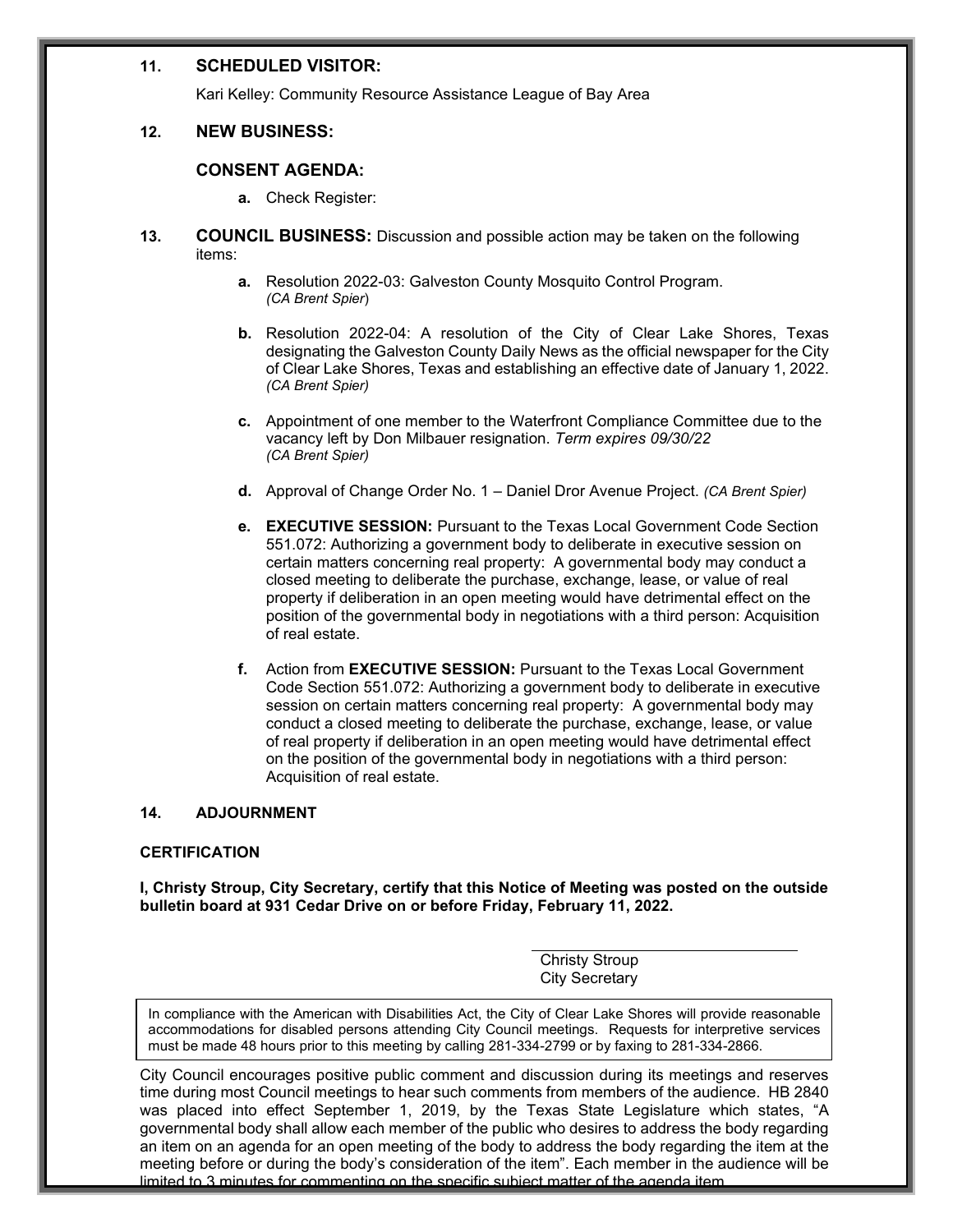**11. SCHEDULED VISITOR:**

Kari Kelley: Community Resource Assistance League of Bay Area

**12. NEW BUSINESS:**

**CONSENT AGENDA:**

a. Check Register:

**13. COUNCIL BUSINESS:** Discussion and possible action may be taken on the following items:

a. Resolution 2022-03: Galveston County Mosquito Control Program. *(CA Brent Spier)*

b. Resolution 2022-04: A resolution of the City of Clear Lake Shores, Texas designating the Galveston County Daily News as the official newspaper for the City of Clear Lake Shores, Texas and establishing an effective date of January 1, 2022. *(CA Brent Spier)*

c. Appointment of one member to the Waterfront Compliance Committee due to the vacancy left by Don Milbauer resignation. *Term expires 09/30/22* *(CA Brent Spier)*

d. Approval of Change Order No. 1 – Daniel Dror Avenue Project. *(CA Brent Spier)*

e. **EXECUTIVE SESSION:** Pursuant to the Texas Local Government Code Section 551.072: Authorizing a government body to deliberate in executive session on certain matters concerning real property: A governmental body may conduct a closed meeting to deliberate the purchase, exchange, lease, or value of real property if deliberation in an open meeting would have detrimental effect on the position of the governmental body in negotiations with a third person: Acquisition of real estate.

f. Action from **EXECUTIVE SESSION:** Pursuant to the Texas Local Government Code Section 551.072: Authorizing a government body to deliberate in executive session on certain matters concerning real property: A governmental body may conduct a closed meeting to deliberate the purchase, exchange, lease, or value of real property if deliberation in an open meeting would have detrimental effect on the position of the governmental body in negotiations with a third person: Acquisition of real estate.

**14. ADJOURNMENT**

**CERTIFICATION**

**I, Christy Stroup, City Secretary, certify that this Notice of Meeting was posted on the outside bulletin board at 931 Cedar Drive on or before Friday, February 11, 2022.**

Christy Stroup
City Secretary

In compliance with the American with Disabilities Act, the City of Clear Lake Shores will provide reasonable accommodations for disabled persons attending City Council meetings. Requests for interpretive services must be made 48 hours prior to this meeting by calling 281-334-2799 or by faxing to 281-334-2866.

City Council encourages positive public comment and discussion during its meetings and reserves time during most Council meetings to hear such comments from members of the audience. HB 2840 was placed into effect September 1, 2019, by the Texas State Legislature which states, "A governmental body shall allow each member of the public who desires to address the body regarding an item on an agenda for an open meeting of the body to address the body regarding the item at the meeting before or during the body's consideration of the item". Each member in the audience will be limited to 3 minutes for commenting on the specific subject matter of the agenda item.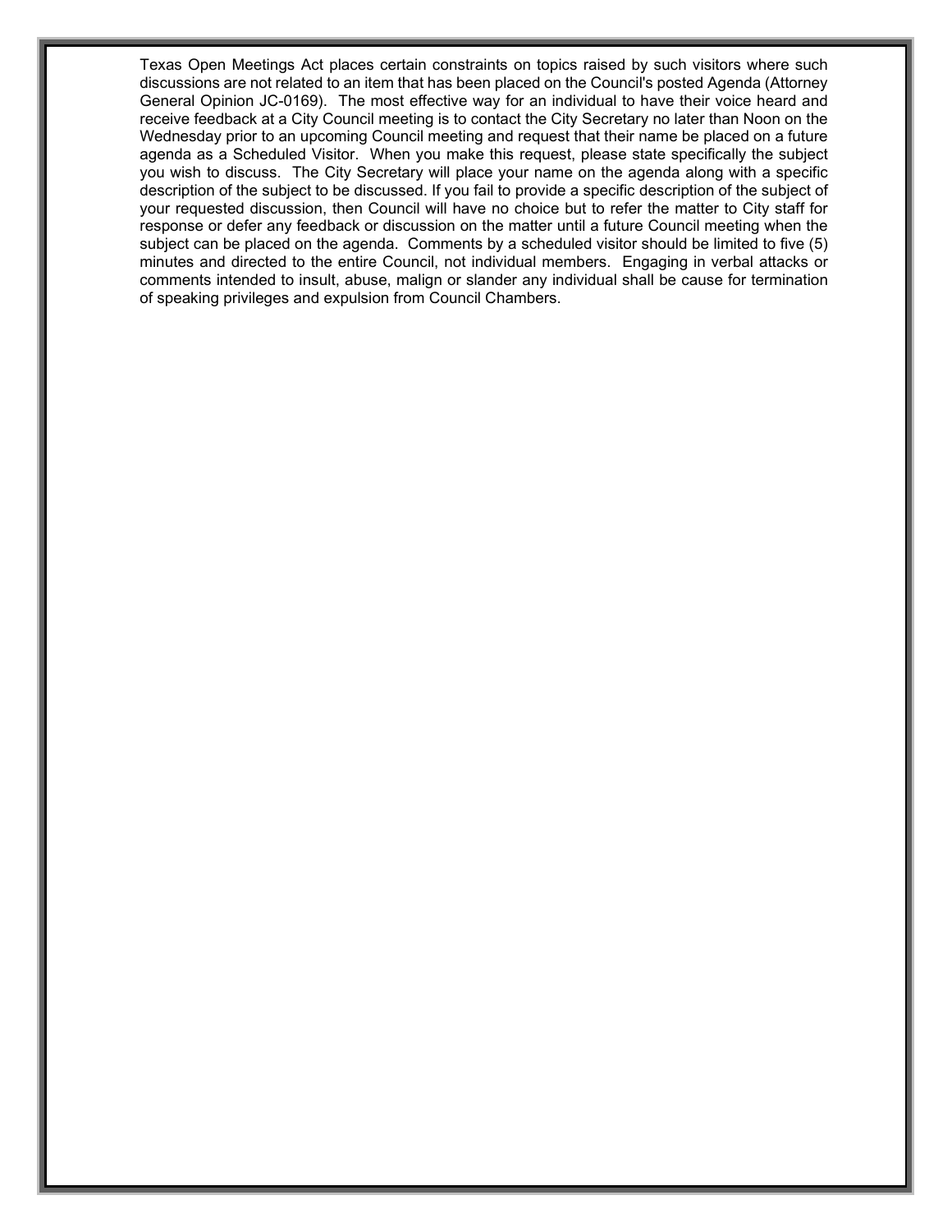Texas Open Meetings Act places certain constraints on topics raised by such visitors where such discussions are not related to an item that has been placed on the Council's posted Agenda (Attorney General Opinion JC-0169). The most effective way for an individual to have their voice heard and receive feedback at a City Council meeting is to contact the City Secretary no later than Noon on the Wednesday prior to an upcoming Council meeting and request that their name be placed on a future agenda as a Scheduled Visitor. When you make this request, please state specifically the subject you wish to discuss. The City Secretary will place your name on the agenda along with a specific description of the subject to be discussed. If you fail to provide a specific description of the subject of your requested discussion, then Council will have no choice but to refer the matter to City staff for response or defer any feedback or discussion on the matter until a future Council meeting when the subject can be placed on the agenda. Comments by a scheduled visitor should be limited to five (5) minutes and directed to the entire Council, not individual members. Engaging in verbal attacks or comments intended to insult, abuse, malign or slander any individual shall be cause for termination of speaking privileges and expulsion from Council Chambers.